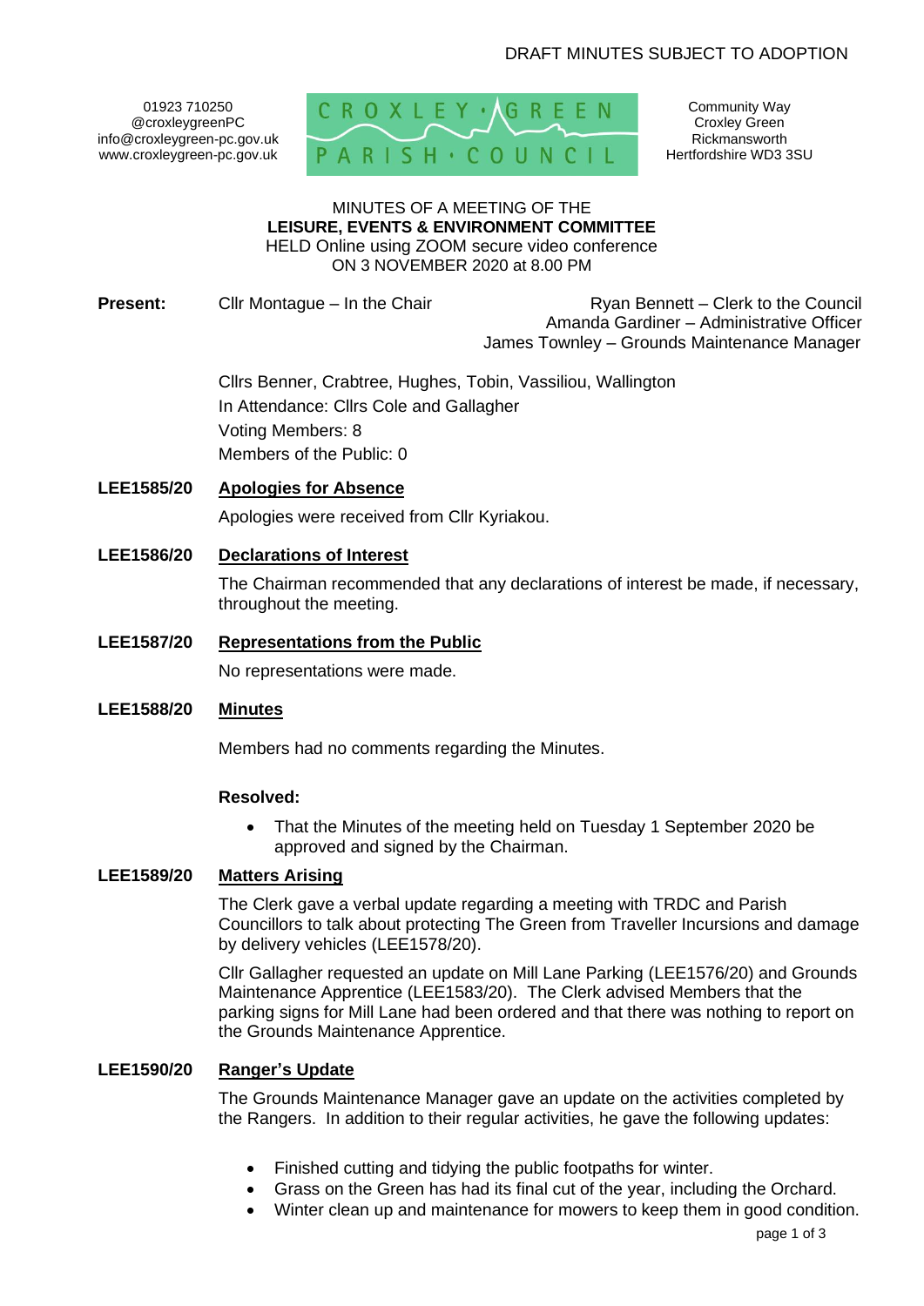DRAFT MINUTES SUBJECT TO ADOPTION

01923 710250
@croxleygreenPC
info@croxleygreen-pc.gov.uk
www.croxleygreen-pc.gov.uk

CROXLEY GREEN PARISH COUNCIL

Community Way
Croxley Green
Rickmansworth
Hertfordshire WD3 3SU

MINUTES OF A MEETING OF THE
**LEISURE, EVENTS & ENVIRONMENT COMMITTEE**
HELD Online using ZOOM secure video conference
ON 3 NOVEMBER 2020 at 8.00 PM

**Present:** Cllr Montague – In the Chair

Ryan Bennett – Clerk to the Council
Amanda Gardiner – Administrative Officer
James Townley – Grounds Maintenance Manager

Cllrs Benner, Crabtree, Hughes, Tobin, Vassiliou, Wallington
In Attendance: Cllrs Cole and Gallagher
Voting Members: 8
Members of the Public: 0

**LEE1585/20 Apologies for Absence**

Apologies were received from Cllr Kyriakou.

**LEE1586/20 Declarations of Interest**

The Chairman recommended that any declarations of interest be made, if necessary, throughout the meeting.

**LEE1587/20 Representations from the Public**

No representations were made.

**LEE1588/20 Minutes**

Members had no comments regarding the Minutes.

**Resolved:**

- That the Minutes of the meeting held on Tuesday 1 September 2020 be approved and signed by the Chairman.

**LEE1589/20 Matters Arising**

The Clerk gave a verbal update regarding a meeting with TRDC and Parish Councillors to talk about protecting The Green from Traveller Incursions and damage by delivery vehicles (LEE1578/20).

Cllr Gallagher requested an update on Mill Lane Parking (LEE1576/20) and Grounds Maintenance Apprentice (LEE1583/20). The Clerk advised Members that the parking signs for Mill Lane had been ordered and that there was nothing to report on the Grounds Maintenance Apprentice.

**LEE1590/20 Ranger's Update**

The Grounds Maintenance Manager gave an update on the activities completed by the Rangers. In addition to their regular activities, he gave the following updates:

- Finished cutting and tidying the public footpaths for winter.
- Grass on the Green has had its final cut of the year, including the Orchard.
- Winter clean up and maintenance for mowers to keep them in good condition.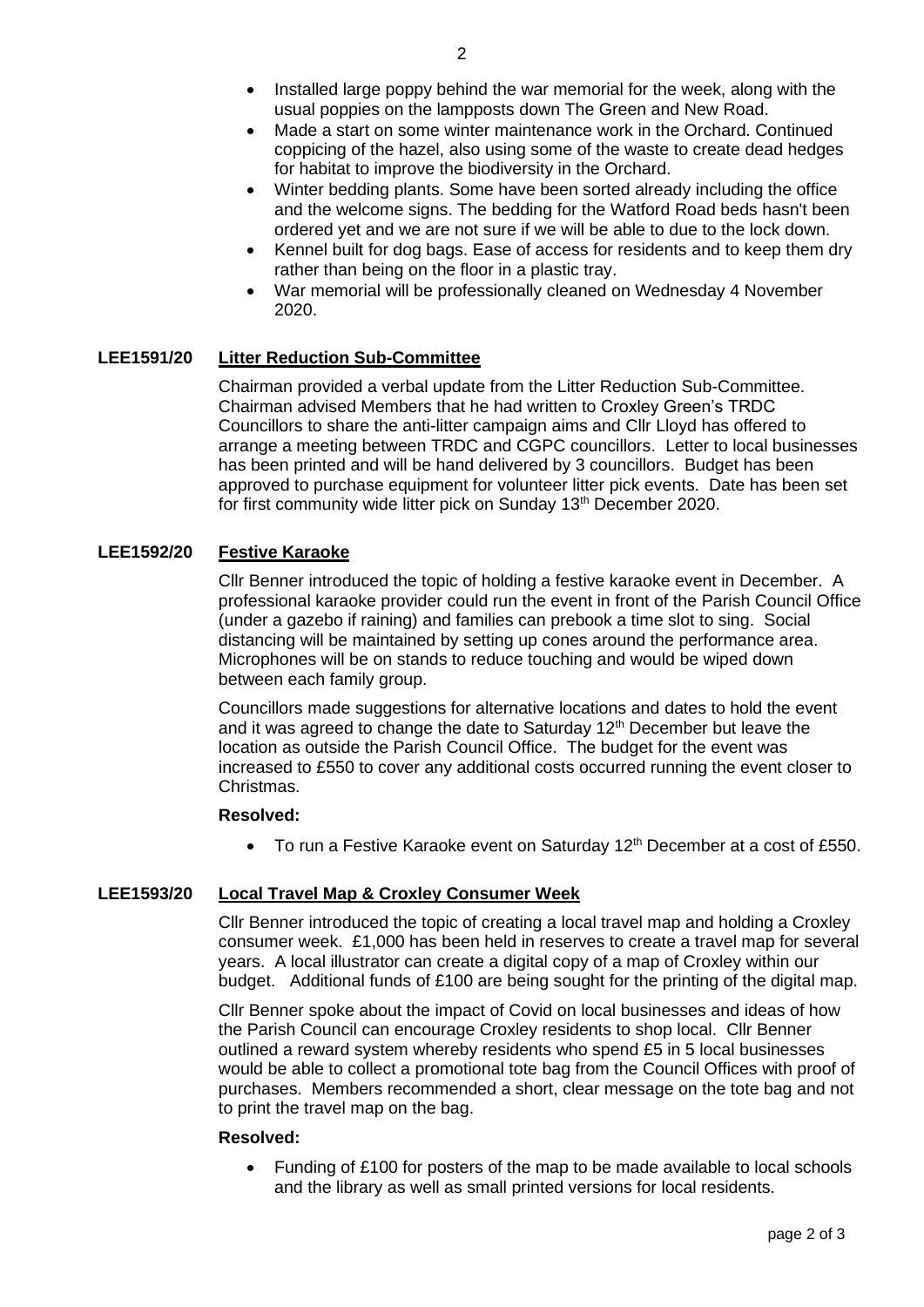- Installed large poppy behind the war memorial for the week, along with the usual poppies on the lampposts down The Green and New Road.
- Made a start on some winter maintenance work in the Orchard. Continued coppicing of the hazel, also using some of the waste to create dead hedges for habitat to improve the biodiversity in the Orchard.
- Winter bedding plants. Some have been sorted already including the office and the welcome signs. The bedding for the Watford Road beds hasn't been ordered yet and we are not sure if we will be able to due to the lock down.
- Kennel built for dog bags. Ease of access for residents and to keep them dry rather than being on the floor in a plastic tray.
- War memorial will be professionally cleaned on Wednesday 4 November 2020.

## LEE1591/20 Litter Reduction Sub-Committee

Chairman provided a verbal update from the Litter Reduction Sub-Committee. Chairman advised Members that he had written to Croxley Green's TRDC Councillors to share the anti-litter campaign aims and Cllr Lloyd has offered to arrange a meeting between TRDC and CGPC councillors. Letter to local businesses has been printed and will be hand delivered by 3 councillors. Budget has been approved to purchase equipment for volunteer litter pick events. Date has been set for first community wide litter pick on Sunday 13th December 2020.

## LEE1592/20 Festive Karaoke

Cllr Benner introduced the topic of holding a festive karaoke event in December. A professional karaoke provider could run the event in front of the Parish Council Office (under a gazebo if raining) and families can prebook a time slot to sing. Social distancing will be maintained by setting up cones around the performance area. Microphones will be on stands to reduce touching and would be wiped down between each family group.

Councillors made suggestions for alternative locations and dates to hold the event and it was agreed to change the date to Saturday 12th December but leave the location as outside the Parish Council Office. The budget for the event was increased to £550 to cover any additional costs occurred running the event closer to Christmas.

**Resolved:**

- To run a Festive Karaoke event on Saturday 12th December at a cost of £550.

## LEE1593/20 Local Travel Map & Croxley Consumer Week

Cllr Benner introduced the topic of creating a local travel map and holding a Croxley consumer week. £1,000 has been held in reserves to create a travel map for several years. A local illustrator can create a digital copy of a map of Croxley within our budget. Additional funds of £100 are being sought for the printing of the digital map.

Cllr Benner spoke about the impact of Covid on local businesses and ideas of how the Parish Council can encourage Croxley residents to shop local. Cllr Benner outlined a reward system whereby residents who spend £5 in 5 local businesses would be able to collect a promotional tote bag from the Council Offices with proof of purchases. Members recommended a short, clear message on the tote bag and not to print the travel map on the bag.

**Resolved:**

- Funding of £100 for posters of the map to be made available to local schools and the library as well as small printed versions for local residents.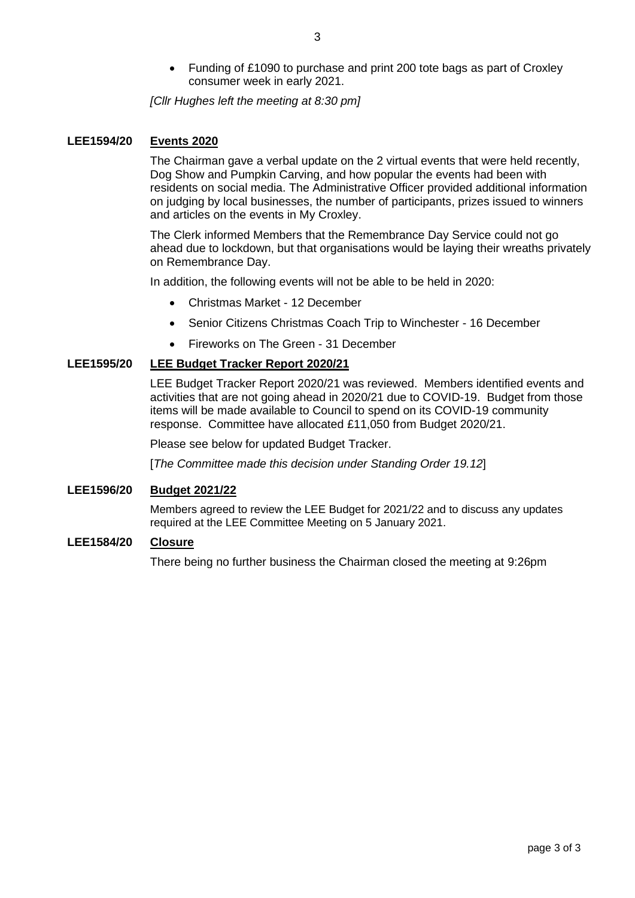- Funding of £1090 to purchase and print 200 tote bags as part of Croxley consumer week in early 2021.

*[Cllr Hughes left the meeting at 8:30 pm]*

**LEE1594/20 Events 2020**

The Chairman gave a verbal update on the 2 virtual events that were held recently, Dog Show and Pumpkin Carving, and how popular the events had been with residents on social media. The Administrative Officer provided additional information on judging by local businesses, the number of participants, prizes issued to winners and articles on the events in My Croxley.

The Clerk informed Members that the Remembrance Day Service could not go ahead due to lockdown, but that organisations would be laying their wreaths privately on Remembrance Day.

In addition, the following events will not be able to be held in 2020:

- Christmas Market - 12 December
- Senior Citizens Christmas Coach Trip to Winchester - 16 December
- Fireworks on The Green - 31 December

**LEE1595/20 LEE Budget Tracker Report 2020/21**

LEE Budget Tracker Report 2020/21 was reviewed. Members identified events and activities that are not going ahead in 2020/21 due to COVID-19. Budget from those items will be made available to Council to spend on its COVID-19 community response. Committee have allocated £11,050 from Budget 2020/21.

Please see below for updated Budget Tracker.

[*The Committee made this decision under Standing Order 19.12*]

**LEE1596/20 Budget 2021/22**

Members agreed to review the LEE Budget for 2021/22 and to discuss any updates required at the LEE Committee Meeting on 5 January 2021.

**LEE1584/20 Closure**

There being no further business the Chairman closed the meeting at 9:26pm